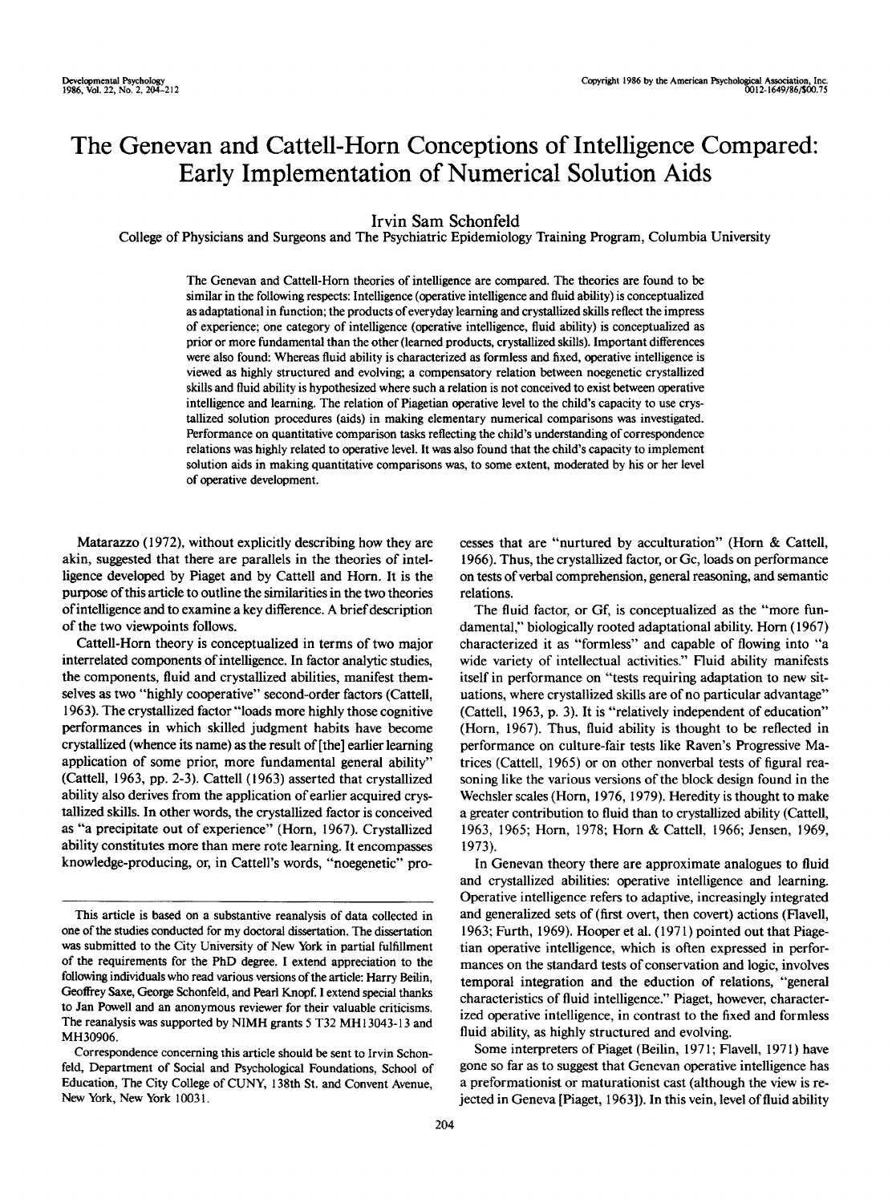# The Genevan and Cattell-Horn Conceptions of Intelligence Compared: Early Implementation of Numerical Solution Aids

Irvin Sam Schonfeld

College of Physicians and Surgeons and The Psychiatric Epidemiology Training Program, Columbia University

The Genevan and Cattell-Horn theories of intelligence are compared. The theories are found to be similar in the following respects: Intelligence (operative intelligence and fluid ability) is conceptualized as adaptational in function; the products of everyday learning and crystallized skills reflect the impress of experience; one category of intelligence (operative intelligence, fluid ability) is conceptualized as prior or more fundamental than the other (learned products, crystallized skills). Important differences were also found: Whereas fluid ability is characterized as formless and fixed, operative intelligence is viewed as highly structured and evolving; a compensatory relation between noegenetic crystallized skills and fluid ability is hypothesized where such a relation is not conceived to exist between operative intelligence and learning. The relation of Piagetian operative level to the child's capacity to use crystallized solution procedures (aids) in making elementary numerical comparisons was investigated. Performance on quantitative comparison tasks reflecting the child's understanding of correspondence relations was highly related to operative level. It was also found that the child's capacity to implement solution aids in making quantitative comparisons was, to some extent, moderated by his or her level of operative development.

Matarazzo (1972), without explicitly describing how they are akin, suggested that there are parallels in the theories of intelligence developed by Piaget and by Cattell and Horn. It is the purpose of this article to outline the similarities in the two theories of intelligence and to examine a key difference. A brief description of the two viewpoints follows.

Cattell-Horn theory is conceptualized in terms of two major interrelated components of intelligence. In factor analytic studies, the components, fluid and crystallized abilities, manifest themselves as two "highly cooperative" second-order factors (Cattell, 1963). The crystallized factor "loads more highly those cognitive performances in which skilled judgment habits have become crystallized (whence its name) as the result of [the] earlier learning application of some prior, more fundamental general ability" (Cattell, 1963, pp. 2-3). Cattell (1963) asserted that crystallized ability also derives from the application of earlier acquired crystallized skills. In other words, the crystallized factor is conceived as "a precipitate out of experience" (Horn, 1967). Crystallized ability constitutes more than mere rote learning. It encompasses knowledge-producing, or, in Cattell's words, "noegenetic" processes that are "nurtured by acculturation" (Horn & Cattell, 1966). Thus, the crystallized factor, or Gc, loads on performance on tests of verbal comprehension, general reasoning, and semantic relations.

The fluid factor, or Gf, is conceptualized as the "more fundamental," biologically rooted adaptational ability. Horn (1967) characterized it as "formless" and capable of flowing into "a wide variety of intellectual activities." Fluid ability manifests itself in performance on "tests requiring adaptation to new situations, where crystallized skills are of no particular advantage" (Cattell, 1963, p. 3). It is "relatively independent of education" (Horn, 1967). Thus, fluid ability is thought to be reflected in performance on culture-fair tests like Raven's Progressive Matrices (Cattell, 1965) or on other nonverbal tests of figural reasoning like the various versions of the block design found in the Wechsler scales (Horn, 1976, 1979). Heredity is thought to make a greater contribution to fluid than to crystallized ability (Cattell, 1963, 1965; Horn, 1978; Horn & Cattell, 1966; Jensen, 1969, 1973).

In Genevan theory there are approximate analogues to fluid and crystallized abilities: operative intelligence and learning. Operative intelligence refers to adaptive, increasingly integrated and generalized sets of (first overt, then covert) actions (Flavell, 1963; Furth, 1969). Hooper et al. (1971) pointed out that Piagetian operative intelligence, which is often expressed in performances on the standard tests of conservation and logic, involves temporal integration and the eduction of relations, "general characteristics of fluid intelligence." Piaget, however, characterized operative intelligence, in contrast to the fixed and formless fluid ability, as highly structured and evolving.

Some interpreters of Piaget (Beilin, 1971; Flavell, 1971) have gone so far as to suggest that Genevan operative intelligence has a preformationist or maturationist cast (although the view is rejected in Geneva [Piaget, 1963]). In this vein, level of fluid ability

---

This article is based on a substantive reanalysis of data collected in one of the studies conducted for my doctoral dissertation. The dissertation was submitted to the City University of New York in partial fulfillment of the requirements for the PhD degree. I extend appreciation to the following individuals who read various versions of the article: Harry Beilin, Geoffrey Saxe, George Schonfeld, and Pearl Knopf. I extend special thanks to Jan Powell and an anonymous reviewer for their valuable criticisms. The reanalysis was supported by NIMH grants 5 T32 MH13043-13 and MH30906.

Correspondence concerning this article should be sent to Irvin Schonfeld, Department of Social and Psychological Foundations, School of Education, The City College of CUNY, 138th St. and Convent Avenue, New York, New York 10031.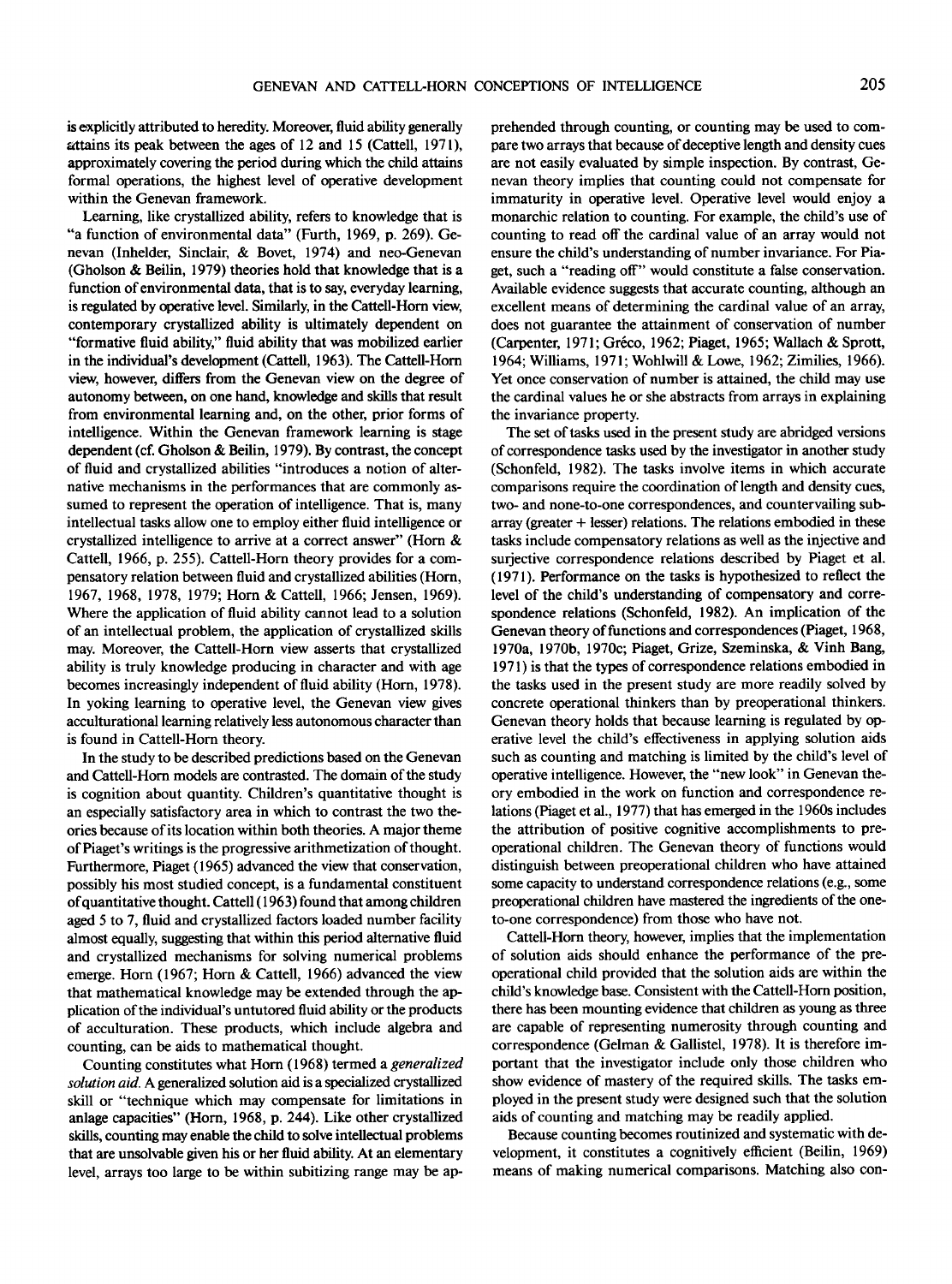is explicitly attributed to heredity. Moreover, fluid ability generally attains its peak between the ages of 12 and 15 (Cattell, 1971), approximately covering the period during which the child attains formal operations, the highest level of operative development within the Genevan framework.

Learning, like crystallized ability, refers to knowledge that is "a function of environmental data" (Furth, 1969, p. 269). Genevan (Inhelder, Sinclair, & Bovet, 1974) and neo-Genevan (Gholson & Beilin, 1979) theories hold that knowledge that is a function of environmental data, that is to say, everyday learning, is regulated by operative level. Similarly, in the Cattell-Horn view, contemporary crystallized ability is ultimately dependent on "formative fluid ability," fluid ability that was mobilized earlier in the individual's development (Cattell, 1963). The Cattell-Horn view, however, differs from the Genevan view on the degree of autonomy between, on one hand, knowledge and skills that result from environmental learning and, on the other, prior forms of intelligence. Within the Genevan framework learning is stage dependent (cf. Gholson & Beilin, 1979). By contrast, the concept of fluid and crystallized abilities "introduces a notion of alternative mechanisms in the performances that are commonly assumed to represent the operation of intelligence. That is, many intellectual tasks allow one to employ either fluid intelligence or crystallized intelligence to arrive at a correct answer" (Horn & Cattell, 1966, p. 255). Cattell-Horn theory provides for a compensatory relation between fluid and crystallized abilities (Horn, 1967, 1968, 1978, 1979; Horn & Cattell, 1966; Jensen, 1969). Where the application of fluid ability cannot lead to a solution of an intellectual problem, the application of crystallized skills may. Moreover, the Cattell-Horn view asserts that crystallized ability is truly knowledge producing in character and with age becomes increasingly independent of fluid ability (Horn, 1978). In yoking learning to operative level, the Genevan view gives acculturational learning relatively less autonomous character than is found in Cattell-Horn theory.

In the study to be described predictions based on the Genevan and Cattell-Horn models are contrasted. The domain of the study is cognition about quantity. Children's quantitative thought is an especially satisfactory area in which to contrast the two theories because of its location within both theories. A major theme of Piaget's writings is the progressive arithmetization of thought. Furthermore, Piaget (1965) advanced the view that conservation, possibly his most studied concept, is a fundamental constituent of quantitative thought. Cattell (1963) found that among children aged 5 to 7, fluid and crystallized factors loaded number facility almost equally, suggesting that within this period alternative fluid and crystallized mechanisms for solving numerical problems emerge. Horn (1967; Horn & Cattell, 1966) advanced the view that mathematical knowledge may be extended through the application of the individual's untutored fluid ability or the products of acculturation. These products, which include algebra and counting, can be aids to mathematical thought.

Counting constitutes what Horn (1968) termed a *generalized solution aid*. A generalized solution aid is a specialized crystallized skill or "technique which may compensate for limitations in anlage capacities" (Horn, 1968, p. 244). Like other crystallized skills, counting may enable the child to solve intellectual problems that are unsolvable given his or her fluid ability. At an elementary level, arrays too large to be within subitizing range may be apprehended through counting, or counting may be used to compare two arrays that because of deceptive length and density cues are not easily evaluated by simple inspection. By contrast, Genevan theory implies that counting could not compensate for immaturity in operative level. Operative level would enjoy a monarchic relation to counting. For example, the child's use of counting to read off the cardinal value of an array would not ensure the child's understanding of number invariance. For Piaget, such a "reading off" would constitute a false conservation. Available evidence suggests that accurate counting, although an excellent means of determining the cardinal value of an array, does not guarantee the attainment of conservation of number (Carpenter, 1971; Gréco, 1962; Piaget, 1965; Wallach & Sprott, 1964; Williams, 1971; Wohlwill & Lowe, 1962; Zimilies, 1966). Yet once conservation of number is attained, the child may use the cardinal values he or she abstracts from arrays in explaining the invariance property.

The set of tasks used in the present study are abridged versions of correspondence tasks used by the investigator in another study (Schonfeld, 1982). The tasks involve items in which accurate comparisons require the coordination of length and density cues, two- and none-to-one correspondences, and countervailing subarray (greater + lesser) relations. The relations embodied in these tasks include compensatory relations as well as the injective and surjective correspondence relations described by Piaget et al. (1971). Performance on the tasks is hypothesized to reflect the level of the child's understanding of compensatory and correspondence relations (Schonfeld, 1982). An implication of the Genevan theory of functions and correspondences (Piaget, 1968, 1970a, 1970b, 1970c; Piaget, Grize, Szeminska, & Vinh Bang, 1971) is that the types of correspondence relations embodied in the tasks used in the present study are more readily solved by concrete operational thinkers than by preoperational thinkers. Genevan theory holds that because learning is regulated by operative level the child's effectiveness in applying solution aids such as counting and matching is limited by the child's level of operative intelligence. However, the "new look" in Genevan theory embodied in the work on function and correspondence relations (Piaget et al., 1977) that has emerged in the 1960s includes the attribution of positive cognitive accomplishments to preoperational children. The Genevan theory of functions would distinguish between preoperational children who have attained some capacity to understand correspondence relations (e.g., some preoperational children have mastered the ingredients of the one-to-one correspondence) from those who have not.

Cattell-Horn theory, however, implies that the implementation of solution aids should enhance the performance of the preoperational child provided that the solution aids are within the child's knowledge base. Consistent with the Cattell-Horn position, there has been mounting evidence that children as young as three are capable of representing numerosity through counting and correspondence (Gelman & Gallistel, 1978). It is therefore important that the investigator include only those children who show evidence of mastery of the required skills. The tasks employed in the present study were designed such that the solution aids of counting and matching may be readily applied.

Because counting becomes routinized and systematic with development, it constitutes a cognitively efficient (Beilin, 1969) means of making numerical comparisons. Matching also con-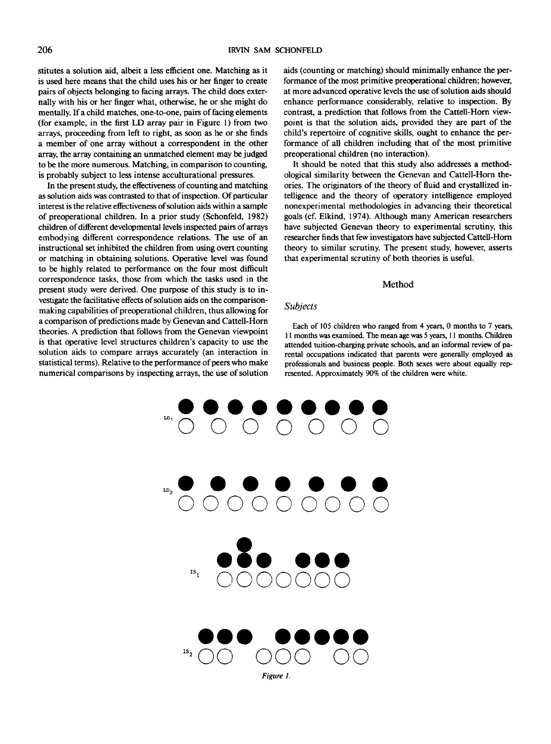stitutes a solution aid, albeit a less efficient one. Matching as it is used here means that the child uses his or her finger to create pairs of objects belonging to facing arrays. The child does externally with his or her finger what, otherwise, he or she might do mentally. If a child matches, one-to-one, pairs of facing elements (for example, in the first LD array pair in Figure 1) from two arrays, proceeding from left to right, as soon as he or she finds a member of one array without a correspondent in the other array, the array containing an unmatched element may be judged to be the more numerous. Matching, in comparison to counting, is probably subject to less intense acculturational pressures.

In the present study, the effectiveness of counting and matching as solution aids was contrasted to that of inspection. Of particular interest is the relative effectiveness of solution aids within a sample of preoperational children. In a prior study (Schonfeld, 1982) children of different developmental levels inspected pairs of arrays embodying different correspondence relations. The use of an instructional set inhibited the children from using overt counting or matching in obtaining solutions. Operative level was found to be highly related to performance on the four most difficult correspondence tasks, those from which the tasks used in the present study were derived. One purpose of this study is to investigate the facilitative effects of solution aids on the comparison-making capabilities of preoperational children, thus allowing for a comparison of predictions made by Genevan and Cattell-Horn theories. A prediction that follows from the Genevan viewpoint is that operative level structures children's capacity to use the solution aids to compare arrays accurately (an interaction in statistical terms). Relative to the performance of peers who make numerical comparisons by inspecting arrays, the use of solution aids (counting or matching) should minimally enhance the performance of the most primitive preoperational children; however, at more advanced operative levels the use of solution aids should enhance performance considerably, relative to inspection. By contrast, a prediction that follows from the Cattell-Horn viewpoint is that the solution aids, provided they are part of the child's repertoire of cognitive skills, ought to enhance the performance of all children including that of the most primitive preoperational children (no interaction).

It should be noted that this study also addresses a methodological similarity between the Genevan and Cattell-Horn theories. The originators of the theory of fluid and crystallized intelligence and the theory of operatory intelligence employed nonexperimental methodologies in advancing their theoretical goals (cf. Elkind, 1974). Although many American researchers have subjected Genevan theory to experimental scrutiny, this researcher finds that few investigators have subjected Cattell-Horn theory to similar scrutiny. The present study, however, asserts that experimental scrutiny of both theories is useful.

## Method

### *Subjects*

Each of 105 children who ranged from 4 years, 0 months to 7 years, 11 months was examined. The mean age was 5 years, 11 months. Children attended tuition-charging private schools, and an informal review of parental occupations indicated that parents were generally employed as professionals and business people. Both sexes were about equally represented. Approximately 90% of the children were white.

$LD_1$

$LD_2$

$IS_1$

$IS_2$

*Figure 1.*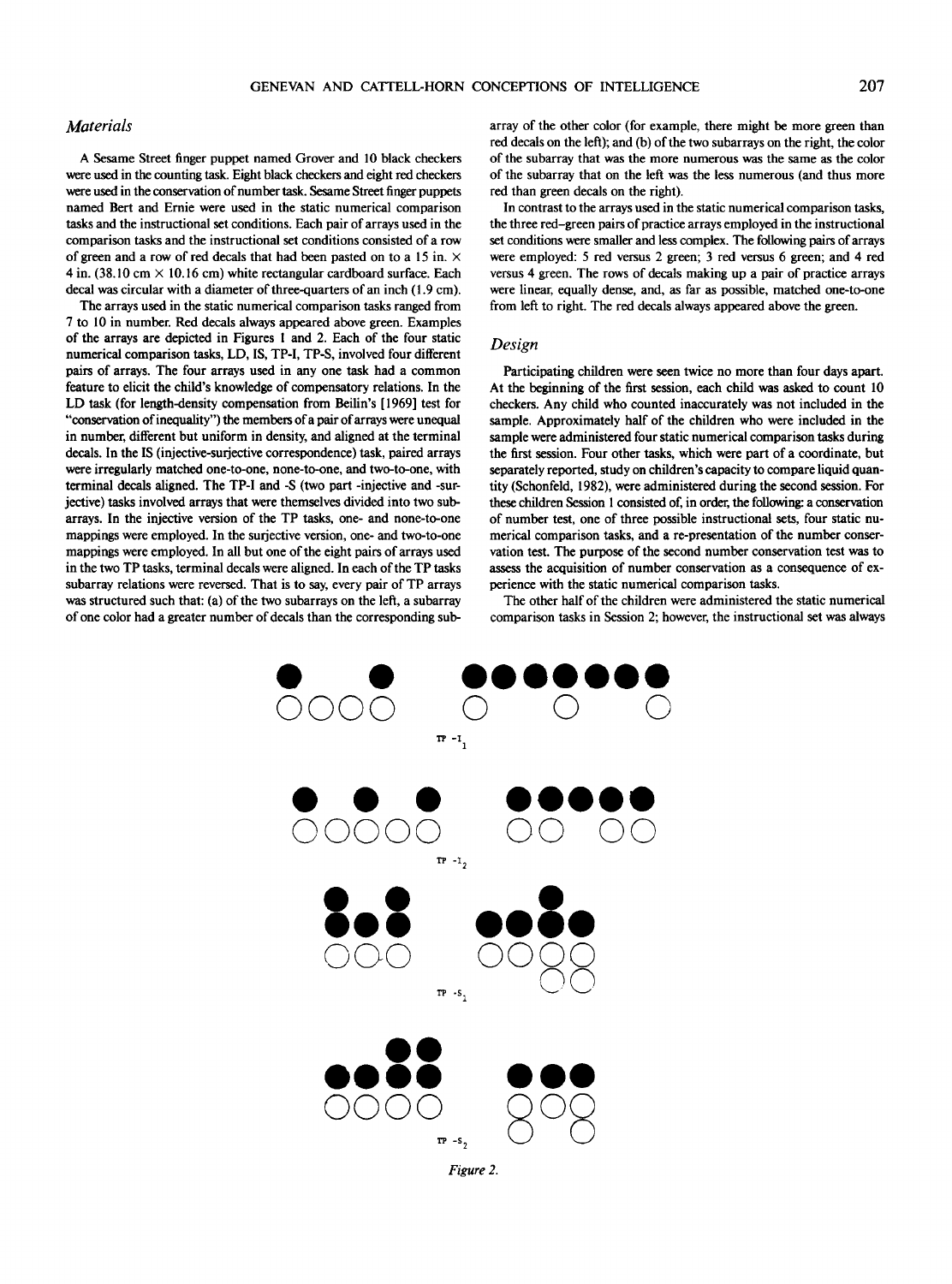## Materials

A Sesame Street finger puppet named Grover and 10 black checkers were used in the counting task. Eight black checkers and eight red checkers were used in the conservation of number task. Sesame Street finger puppets named Bert and Ernie were used in the static numerical comparison tasks and the instructional set conditions. Each pair of arrays used in the comparison tasks and the instructional set conditions consisted of a row of green and a row of red decals that had been pasted on to a 15 in. × 4 in. (38.10 cm × 10.16 cm) white rectangular cardboard surface. Each decal was circular with a diameter of three-quarters of an inch (1.9 cm).

The arrays used in the static numerical comparison tasks ranged from 7 to 10 in number. Red decals always appeared above green. Examples of the arrays are depicted in Figures 1 and 2. Each of the four static numerical comparison tasks, LD, IS, TP-I, TP-S, involved four different pairs of arrays. The four arrays used in any one task had a common feature to elicit the child's knowledge of compensatory relations. In the LD task (for length-density compensation from Beilin's [1969] test for "conservation of inequality") the members of a pair of arrays were unequal in number, different but uniform in density, and aligned at the terminal decals. In the IS (injective-surjective correspondence) task, paired arrays were irregularly matched one-to-one, none-to-one, and two-to-one, with terminal decals aligned. The TP-I and -S (two part -injective and -surjective) tasks involved arrays that were themselves divided into two subarrays. In the injective version of the TP tasks, one- and none-to-one mappings were employed. In the surjective version, one- and two-to-one mappings were employed. In all but one of the eight pairs of arrays used in the two TP tasks, terminal decals were aligned. In each of the TP tasks subarray relations were reversed. That is to say, every pair of TP arrays was structured such that: (a) of the two subarrays on the left, a subarray of one color had a greater number of decals than the corresponding subarray of the other color (for example, there might be more green than red decals on the left); and (b) of the two subarrays on the right, the color of the subarray that was the more numerous was the same as the color of the subarray that on the left was the less numerous (and thus more red than green decals on the right).

In contrast to the arrays used in the static numerical comparison tasks, the three red–green pairs of practice arrays employed in the instructional set conditions were smaller and less complex. The following pairs of arrays were employed: 5 red versus 2 green; 3 red versus 6 green; and 4 red versus 4 green. The rows of decals making up a pair of practice arrays were linear, equally dense, and, as far as possible, matched one-to-one from left to right. The red decals always appeared above the green.

## Design

Participating children were seen twice no more than four days apart. At the beginning of the first session, each child was asked to count 10 checkers. Any child who counted inaccurately was not included in the sample. Approximately half of the children who were included in the sample were administered four static numerical comparison tasks during the first session. Four other tasks, which were part of a coordinate, but separately reported, study on children's capacity to compare liquid quantity (Schonfeld, 1982), were administered during the second session. For these children Session 1 consisted of, in order, the following: a conservation of number test, one of three possible instructional sets, four static numerical comparison tasks, and a re-presentation of the number conservation test. The purpose of the second number conservation test was to assess the acquisition of number conservation as a consequence of experience with the static numerical comparison tasks.

The other half of the children were administered the static numerical comparison tasks in Session 2; however, the instructional set was always

TP -I$_1$

TP -I$_2$

TP -S$_1$

TP -S$_2$

*Figure 2.*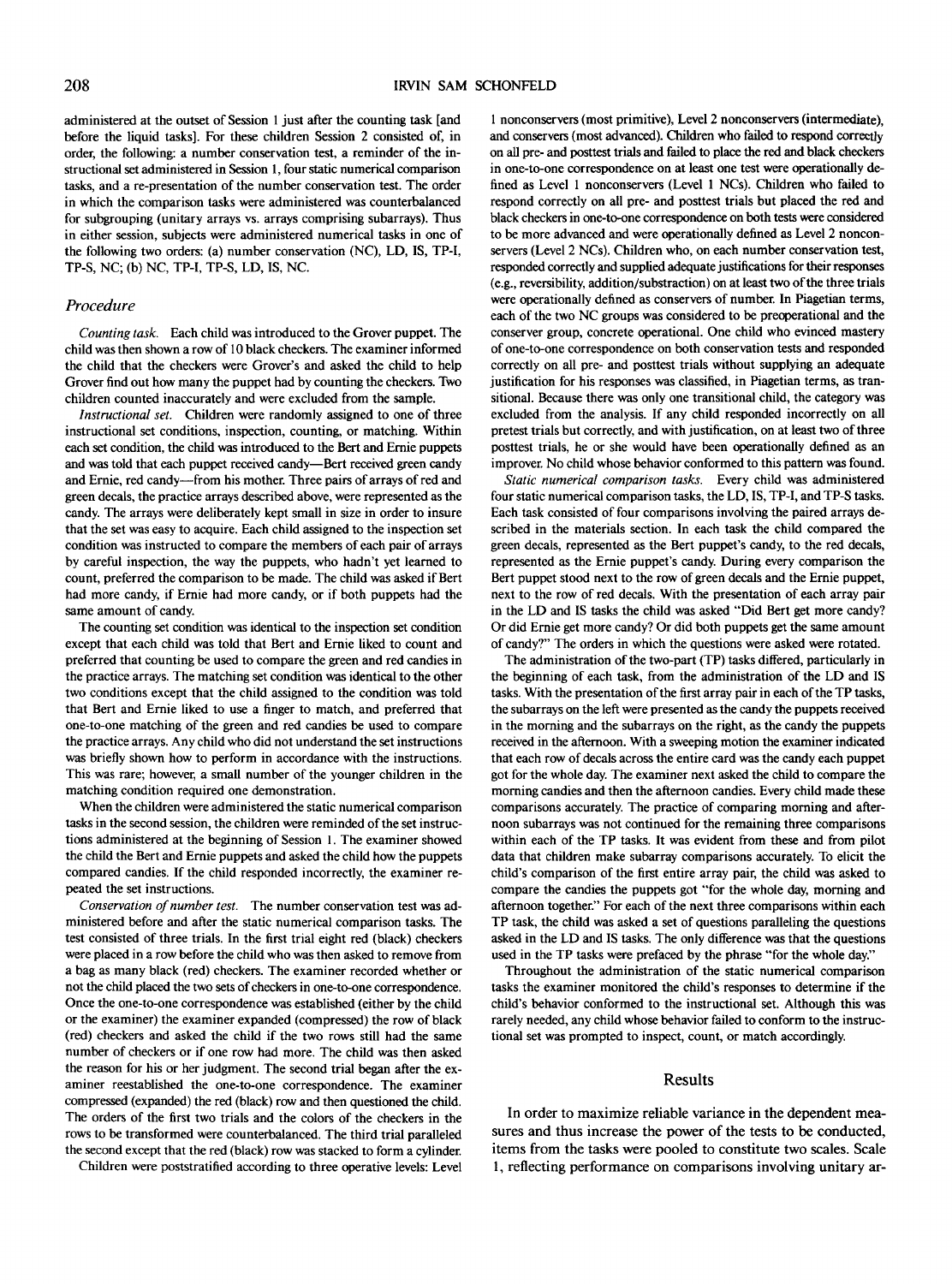administered at the outset of Session 1 just after the counting task [and before the liquid tasks]. For these children Session 2 consisted of, in order, the following: a number conservation test, a reminder of the instructional set administered in Session 1, four static numerical comparison tasks, and a re-presentation of the number conservation test. The order in which the comparison tasks were administered was counterbalanced for subgrouping (unitary arrays vs. arrays comprising subarrays). Thus in either session, subjects were administered numerical tasks in one of the following two orders: (a) number conservation (NC), LD, IS, TP-I, TP-S, NC; (b) NC, TP-I, TP-S, LD, IS, NC.

## *Procedure*

*Counting task.* Each child was introduced to the Grover puppet. The child was then shown a row of 10 black checkers. The examiner informed the child that the checkers were Grover's and asked the child to help Grover find out how many the puppet had by counting the checkers. Two children counted inaccurately and were excluded from the sample.

*Instructional set.* Children were randomly assigned to one of three instructional set conditions, inspection, counting, or matching. Within each set condition, the child was introduced to the Bert and Ernie puppets and was told that each puppet received candy—Bert received green candy and Ernie, red candy—from his mother. Three pairs of arrays of red and green decals, the practice arrays described above, were represented as the candy. The arrays were deliberately kept small in size in order to insure that the set was easy to acquire. Each child assigned to the inspection set condition was instructed to compare the members of each pair of arrays by careful inspection, the way the puppets, who hadn't yet learned to count, preferred the comparison to be made. The child was asked if Bert had more candy, if Ernie had more candy, or if both puppets had the same amount of candy.

The counting set condition was identical to the inspection set condition except that each child was told that Bert and Ernie liked to count and preferred that counting be used to compare the green and red candies in the practice arrays. The matching set condition was identical to the other two conditions except that the child assigned to the condition was told that Bert and Ernie liked to use a finger to match, and preferred that one-to-one matching of the green and red candies be used to compare the practice arrays. Any child who did not understand the set instructions was briefly shown how to perform in accordance with the instructions. This was rare; however, a small number of the younger children in the matching condition required one demonstration.

When the children were administered the static numerical comparison tasks in the second session, the children were reminded of the set instructions administered at the beginning of Session 1. The examiner showed the child the Bert and Ernie puppets and asked the child how the puppets compared candies. If the child responded incorrectly, the examiner repeated the set instructions.

*Conservation of number test.* The number conservation test was administered before and after the static numerical comparison tasks. The test consisted of three trials. In the first trial eight red (black) checkers were placed in a row before the child who was then asked to remove from a bag as many black (red) checkers. The examiner recorded whether or not the child placed the two sets of checkers in one-to-one correspondence. Once the one-to-one correspondence was established (either by the child or the examiner) the examiner expanded (compressed) the row of black (red) checkers and asked the child if the two rows still had the same number of checkers or if one row had more. The child was then asked the reason for his or her judgment. The second trial began after the examiner reestablished the one-to-one correspondence. The examiner compressed (expanded) the red (black) row and then questioned the child. The orders of the first two trials and the colors of the checkers in the rows to be transformed were counterbalanced. The third trial paralleled the second except that the red (black) row was stacked to form a cylinder.

Children were poststratified according to three operative levels: Level 1 nonconservers (most primitive), Level 2 nonconservers (intermediate), and conservers (most advanced). Children who failed to respond correctly on all pre- and posttest trials and failed to place the red and black checkers in one-to-one correspondence on at least one test were operationally defined as Level 1 nonconservers (Level 1 NCs). Children who failed to respond correctly on all pre- and posttest trials but placed the red and black checkers in one-to-one correspondence on both tests were considered to be more advanced and were operationally defined as Level 2 nonconservers (Level 2 NCs). Children who, on each number conservation test, responded correctly and supplied adequate justifications for their responses (e.g., reversibility, addition/substraction) on at least two of the three trials were operationally defined as conservers of number. In Piagetian terms, each of the two NC groups was considered to be preoperational and the conserver group, concrete operational. One child who evinced mastery of one-to-one correspondence on both conservation tests and responded correctly on all pre- and posttest trials without supplying an adequate justification for his responses was classified, in Piagetian terms, as transitional. Because there was only one transitional child, the category was excluded from the analysis. If any child responded incorrectly on all pretest trials but correctly, and with justification, on at least two of three posttest trials, he or she would have been operationally defined as an improver. No child whose behavior conformed to this pattern was found.

*Static numerical comparison tasks.* Every child was administered four static numerical comparison tasks, the LD, IS, TP-I, and TP-S tasks. Each task consisted of four comparisons involving the paired arrays described in the materials section. In each task the child compared the green decals, represented as the Bert puppet's candy, to the red decals, represented as the Ernie puppet's candy. During every comparison the Bert puppet stood next to the row of green decals and the Ernie puppet, next to the row of red decals. With the presentation of each array pair in the LD and IS tasks the child was asked "Did Bert get more candy? Or did Ernie get more candy? Or did both puppets get the same amount of candy?" The orders in which the questions were asked were rotated.

The administration of the two-part (TP) tasks differed, particularly in the beginning of each task, from the administration of the LD and IS tasks. With the presentation of the first array pair in each of the TP tasks, the subarrays on the left were presented as the candy the puppets received in the morning and the subarrays on the right, as the candy the puppets received in the afternoon. With a sweeping motion the examiner indicated that each row of decals across the entire card was the candy each puppet got for the whole day. The examiner next asked the child to compare the morning candies and then the afternoon candies. Every child made these comparisons accurately. The practice of comparing morning and afternoon subarrays was not continued for the remaining three comparisons within each of the TP tasks. It was evident from these and from pilot data that children make subarray comparisons accurately. To elicit the child's comparison of the first entire array pair, the child was asked to compare the candies the puppets got "for the whole day, morning and afternoon together." For each of the next three comparisons within each TP task, the child was asked a set of questions paralleling the questions asked in the LD and IS tasks. The only difference was that the questions used in the TP tasks were prefaced by the phrase "for the whole day."

Throughout the administration of the static numerical comparison tasks the examiner monitored the child's responses to determine if the child's behavior conformed to the instructional set. Although this was rarely needed, any child whose behavior failed to conform to the instructional set was prompted to inspect, count, or match accordingly.

## Results

In order to maximize reliable variance in the dependent measures and thus increase the power of the tests to be conducted, items from the tasks were pooled to constitute two scales. Scale 1, reflecting performance on comparisons involving unitary ar-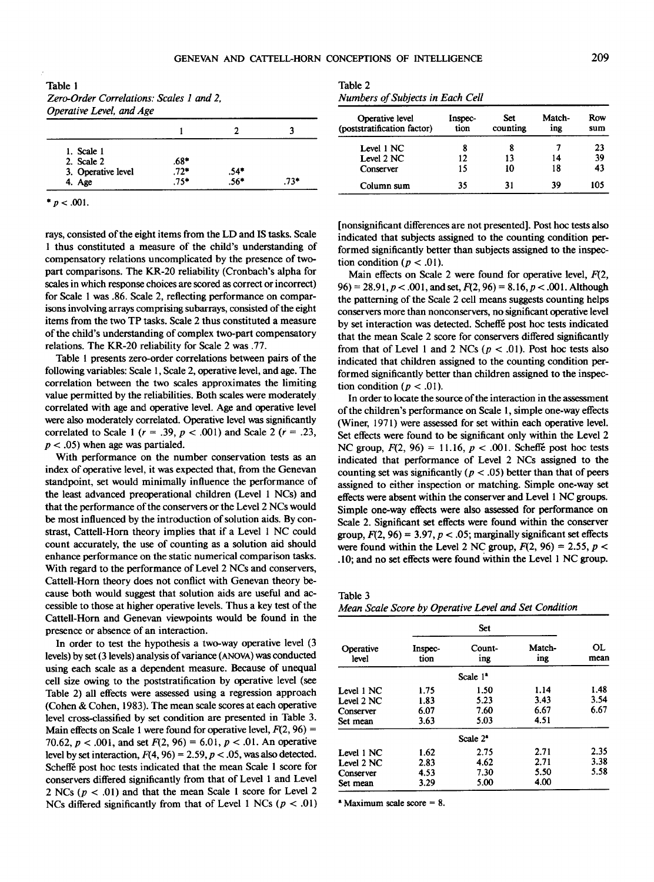Table 1
*Zero-Order Correlations: Scales 1 and 2, Operative Level, and Age*

| | 1 | 2 | 3 |
|---|---|---|---|
| 1. Scale 1 | | | |
| 2. Scale 2 | .68* | | |
| 3. Operative level | .72* | .54* | |
| 4. Age | .75* | .56* | .73* |

* $p < .001$.

rays, consisted of the eight items from the LD and IS tasks. Scale 1 thus constituted a measure of the child's understanding of compensatory relations uncomplicated by the presence of two-part comparisons. The KR-20 reliability (Cronbach's alpha for scales in which response choices are scored as correct or incorrect) for Scale 1 was .86. Scale 2, reflecting performance on comparisons involving arrays comprising subarrays, consisted of the eight items from the two TP tasks. Scale 2 thus constituted a measure of the child's understanding of complex two-part compensatory relations. The KR-20 reliability for Scale 2 was .77.

Table 1 presents zero-order correlations between pairs of the following variables: Scale 1, Scale 2, operative level, and age. The correlation between the two scales approximates the limiting value permitted by the reliabilities. Both scales were moderately correlated with age and operative level. Age and operative level were also moderately correlated. Operative level was significantly correlated to Scale 1 ($r = .39$, $p < .001$) and Scale 2 ($r = .23$, $p < .05$) when age was partialed.

With performance on the number conservation tests as an index of operative level, it was expected that, from the Genevan standpoint, set would minimally influence the performance of the least advanced preoperational children (Level 1 NCs) and that the performance of the conservers or the Level 2 NCs would be most influenced by the introduction of solution aids. By contrast, Cattell-Horn theory implies that if a Level 1 NC could count accurately, the use of counting as a solution aid should enhance performance on the static numerical comparison tasks. With regard to the performance of Level 2 NCs and conservers, Cattell-Horn theory does not conflict with Genevan theory because both would suggest that solution aids are useful and accessible to those at higher operative levels. Thus a key test of the Cattell-Horn and Genevan viewpoints would be found in the presence or absence of an interaction.

In order to test the hypothesis a two-way operative level (3 levels) by set (3 levels) analysis of variance (ANOVA) was conducted using each scale as a dependent measure. Because of unequal cell size owing to the poststratification by operative level (see Table 2) all effects were assessed using a regression approach (Cohen & Cohen, 1983). The mean scale scores at each operative level cross-classified by set condition are presented in Table 3. Main effects on Scale 1 were found for operative level, $F(2, 96) = 70.62$, $p < .001$, and set $F(2, 96) = 6.01$, $p < .01$. An operative level by set interaction, $F(4, 96) = 2.59$, $p < .05$, was also detected. Scheffé post hoc tests indicated that the mean Scale 1 score for conservers differed significantly from that of Level 1 and Level 2 NCs ($p < .01$) and that the mean Scale 1 score for Level 2 NCs differed significantly from that of Level 1 NCs ($p < .01$) [nonsignificant differences are not presented]. Post hoc tests also indicated that subjects assigned to the counting condition performed significantly better than subjects assigned to the inspection condition ($p < .01$).

Main effects on Scale 2 were found for operative level, $F(2, 96) = 28.91$, $p < .001$, and set, $F(2, 96) = 8.16$, $p < .001$. Although the patterning of the Scale 2 cell means suggests counting helps conservers more than nonconservers, no significant operative level by set interaction was detected. Scheffé post hoc tests indicated that the mean Scale 2 score for conservers differed significantly from that of Level 1 and 2 NCs ($p < .01$). Post hoc tests also indicated that children assigned to the counting condition performed significantly better than children assigned to the inspection condition ($p < .01$).

In order to locate the source of the interaction in the assessment of the children's performance on Scale 1, simple one-way effects (Winer, 1971) were assessed for set within each operative level. Set effects were found to be significant only within the Level 2 NC group, $F(2, 96) = 11.16$, $p < .001$. Scheffé post hoc tests indicated that performance of Level 2 NCs assigned to the counting set was significantly ($p < .05$) better than that of peers assigned to either inspection or matching. Simple one-way set effects were absent within the conserver and Level 1 NC groups. Simple one-way effects were also assessed for performance on Scale 2. Significant set effects were found within the conserver group, $F(2, 96) = 3.97$, $p < .05$; marginally significant set effects were found within the Level 2 NC group, $F(2, 96) = 2.55$, $p < .10$; and no set effects were found within the Level 1 NC group.

Table 2
*Numbers of Subjects in Each Cell*

| Operative level (poststratification factor) | Inspection | Set counting | Matching | Row sum |
|---|---|---|---|---|
| Level 1 NC | 8 | 8 | 7 | 23 |
| Level 2 NC | 12 | 13 | 14 | 39 |
| Conserver | 15 | 10 | 18 | 43 |
| Column sum | 35 | 31 | 39 | 105 |

Table 3
*Mean Scale Score by Operative Level and Set Condition*

| Operative level | Set | | | OL mean |
|---|---|---|---|---|
| | Inspection | Counting | Matching | |
| | Scale 1[a] | | | |
| Level 1 NC | 1.75 | 1.50 | 1.14 | 1.48 |
| Level 2 NC | 1.83 | 5.23 | 3.43 | 3.54 |
| Conserver | 6.07 | 7.60 | 6.67 | 6.67 |
| Set mean | 3.63 | 5.03 | 4.51 | |
| | Scale 2[a] | | | |
| Level 1 NC | 1.62 | 2.75 | 2.71 | 2.35 |
| Level 2 NC | 2.83 | 4.62 | 2.71 | 3.38 |
| Conserver | 4.53 | 7.30 | 5.50 | 5.58 |
| Set mean | 3.29 | 5.00 | 4.00 | |

[a] Maximum scale score = 8.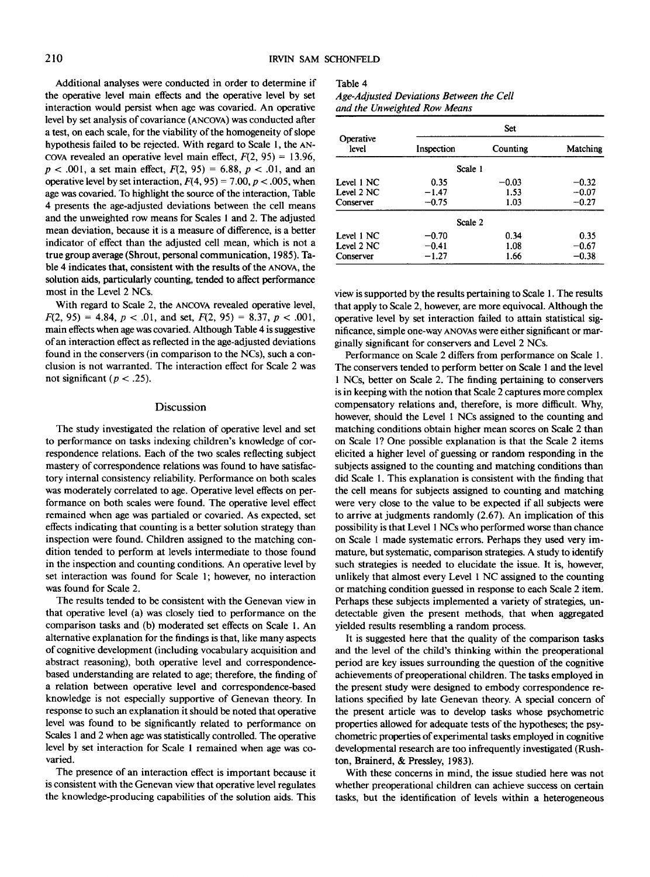Additional analyses were conducted in order to determine if the operative level main effects and the operative level by set interaction would persist when age was covaried. An operative level by set analysis of covariance (ANCOVA) was conducted after a test, on each scale, for the viability of the homogeneity of slope hypothesis failed to be rejected. With regard to Scale 1, the ANCOVA revealed an operative level main effect, $F(2, 95) = 13.96$, $p < .001$, a set main effect, $F(2, 95) = 6.88$, $p < .01$, and an operative level by set interaction, $F(4, 95) = 7.00$, $p < .005$, when age was covaried. To highlight the source of the interaction, Table 4 presents the age-adjusted deviations between the cell means and the unweighted row means for Scales 1 and 2. The adjusted mean deviation, because it is a measure of difference, is a better indicator of effect than the adjusted cell mean, which is not a true group average (Shrout, personal communication, 1985). Table 4 indicates that, consistent with the results of the ANOVA, the solution aids, particularly counting, tended to affect performance most in the Level 2 NCs.

With regard to Scale 2, the ANCOVA revealed operative level, $F(2, 95) = 4.84$, $p < .01$, and set, $F(2, 95) = 8.37$, $p < .001$, main effects when age was covaried. Although Table 4 is suggestive of an interaction effect as reflected in the age-adjusted deviations found in the conservers (in comparison to the NCs), such a conclusion is not warranted. The interaction effect for Scale 2 was not significant ($p < .25$).

Table 4
*Age-Adjusted Deviations Between the Cell and the Unweighted Row Means*

| Operative level | Set | | |
|---|---|---|---|
| | Inspection | Counting | Matching |
| **Scale 1** | | | |
| Level 1 NC | 0.35 | −0.03 | −0.32 |
| Level 2 NC | −1.47 | 1.53 | −0.07 |
| Conserver | −0.75 | 1.03 | −0.27 |
| **Scale 2** | | | |
| Level 1 NC | −0.70 | 0.34 | 0.35 |
| Level 2 NC | −0.41 | 1.08 | −0.67 |
| Conserver | −1.27 | 1.66 | −0.38 |

## Discussion

The study investigated the relation of operative level and set to performance on tasks indexing children's knowledge of correspondence relations. Each of the two scales reflecting subject mastery of correspondence relations was found to have satisfactory internal consistency reliability. Performance on both scales was moderately correlated to age. Operative level effects on performance on both scales were found. The operative level effect remained when age was partialed or covaried. As expected, set effects indicating that counting is a better solution strategy than inspection were found. Children assigned to the matching condition tended to perform at levels intermediate to those found in the inspection and counting conditions. An operative level by set interaction was found for Scale 1; however, no interaction was found for Scale 2.

The results tended to be consistent with the Genevan view in that operative level (a) was closely tied to performance on the comparison tasks and (b) moderated set effects on Scale 1. An alternative explanation for the findings is that, like many aspects of cognitive development (including vocabulary acquisition and abstract reasoning), both operative level and correspondence-based understanding are related to age; therefore, the finding of a relation between operative level and correspondence-based knowledge is not especially supportive of Genevan theory. In response to such an explanation it should be noted that operative level was found to be significantly related to performance on Scales 1 and 2 when age was statistically controlled. The operative level by set interaction for Scale 1 remained when age was covaried.

The presence of an interaction effect is important because it is consistent with the Genevan view that operative level regulates the knowledge-producing capabilities of the solution aids. This view is supported by the results pertaining to Scale 1. The results that apply to Scale 2, however, are more equivocal. Although the operative level by set interaction failed to attain statistical significance, simple one-way ANOVAs were either significant or marginally significant for conservers and Level 2 NCs.

Performance on Scale 2 differs from performance on Scale 1. The conservers tended to perform better on Scale 1 and the level 1 NCs, better on Scale 2. The finding pertaining to conservers is in keeping with the notion that Scale 2 captures more complex compensatory relations and, therefore, is more difficult. Why, however, should the Level 1 NCs assigned to the counting and matching conditions obtain higher mean scores on Scale 2 than on Scale 1? One possible explanation is that the Scale 2 items elicited a higher level of guessing or random responding in the subjects assigned to the counting and matching conditions than did Scale 1. This explanation is consistent with the finding that the cell means for subjects assigned to counting and matching were very close to the value to be expected if all subjects were to arrive at judgments randomly (2.67). An implication of this possibility is that Level 1 NCs who performed worse than chance on Scale 1 made systematic errors. Perhaps they used very immature, but systematic, comparison strategies. A study to identify such strategies is needed to elucidate the issue. It is, however, unlikely that almost every Level 1 NC assigned to the counting or matching condition guessed in response to each Scale 2 item. Perhaps these subjects implemented a variety of strategies, undetectable given the present methods, that when aggregated yielded results resembling a random process.

It is suggested here that the quality of the comparison tasks and the level of the child's thinking within the preoperational period are key issues surrounding the question of the cognitive achievements of preoperational children. The tasks employed in the present study were designed to embody correspondence relations specified by late Genevan theory. A special concern of the present article was to develop tasks whose psychometric properties allowed for adequate tests of the hypotheses; the psychometric properties of experimental tasks employed in cognitive developmental research are too infrequently investigated (Rushton, Brainerd, & Pressley, 1983).

With these concerns in mind, the issue studied here was not whether preoperational children can achieve success on certain tasks, but the identification of levels within a heterogeneous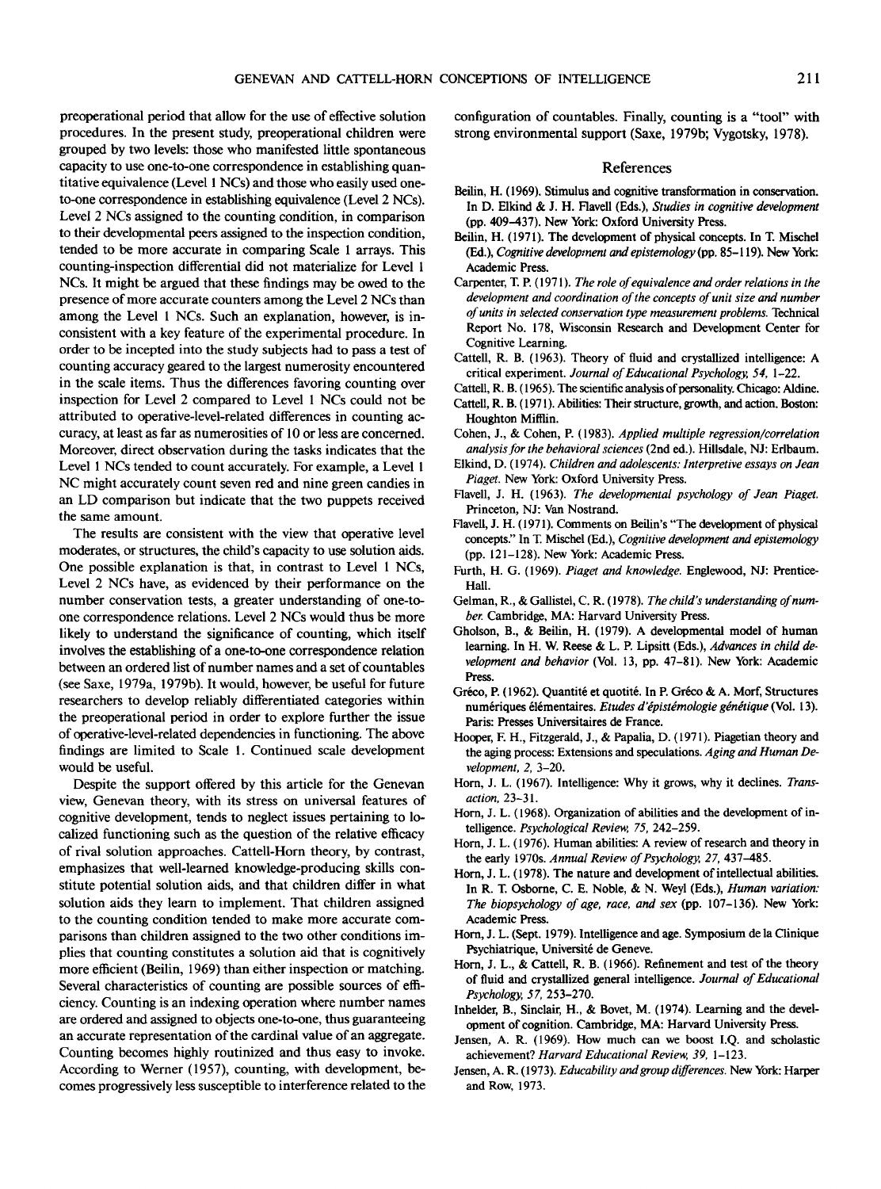preoperational period that allow for the use of effective solution procedures. In the present study, preoperational children were grouped by two levels: those who manifested little spontaneous capacity to use one-to-one correspondence in establishing quantitative equivalence (Level 1 NCs) and those who easily used one-to-one correspondence in establishing equivalence (Level 2 NCs). Level 2 NCs assigned to the counting condition, in comparison to their developmental peers assigned to the inspection condition, tended to be more accurate in comparing Scale 1 arrays. This counting-inspection differential did not materialize for Level 1 NCs. It might be argued that these findings may be owed to the presence of more accurate counters among the Level 2 NCs than among the Level 1 NCs. Such an explanation, however, is inconsistent with a key feature of the experimental procedure. In order to be incepted into the study subjects had to pass a test of counting accuracy geared to the largest numerosity encountered in the scale items. Thus the differences favoring counting over inspection for Level 2 compared to Level 1 NCs could not be attributed to operative-level-related differences in counting accuracy, at least as far as numerosities of 10 or less are concerned. Moreover, direct observation during the tasks indicates that the Level 1 NCs tended to count accurately. For example, a Level 1 NC might accurately count seven red and nine green candies in an LD comparison but indicate that the two puppets received the same amount.

The results are consistent with the view that operative level moderates, or structures, the child's capacity to use solution aids. One possible explanation is that, in contrast to Level 1 NCs, Level 2 NCs have, as evidenced by their performance on the number conservation tests, a greater understanding of one-to-one correspondence relations. Level 2 NCs would thus be more likely to understand the significance of counting, which itself involves the establishing of a one-to-one correspondence relation between an ordered list of number names and a set of countables (see Saxe, 1979a, 1979b). It would, however, be useful for future researchers to develop reliably differentiated categories within the preoperational period in order to explore further the issue of operative-level-related dependencies in functioning. The above findings are limited to Scale 1. Continued scale development would be useful.

Despite the support offered by this article for the Genevan view, Genevan theory, with its stress on universal features of cognitive development, tends to neglect issues pertaining to localized functioning such as the question of the relative efficacy of rival solution approaches. Cattell-Horn theory, by contrast, emphasizes that well-learned knowledge-producing skills constitute potential solution aids, and that children differ in what solution aids they learn to implement. That children assigned to the counting condition tended to make more accurate comparisons than children assigned to the two other conditions implies that counting constitutes a solution aid that is cognitively more efficient (Beilin, 1969) than either inspection or matching. Several characteristics of counting are possible sources of efficiency. Counting is an indexing operation where number names are ordered and assigned to objects one-to-one, thus guaranteeing an accurate representation of the cardinal value of an aggregate. Counting becomes highly routinized and thus easy to invoke. According to Werner (1957), counting, with development, becomes progressively less susceptible to interference related to the configuration of countables. Finally, counting is a "tool" with strong environmental support (Saxe, 1979b; Vygotsky, 1978).

## References

Beilin, H. (1969). Stimulus and cognitive transformation in conservation. In D. Elkind & J. H. Flavell (Eds.), *Studies in cognitive development* (pp. 409–437). New York: Oxford University Press.

Beilin, H. (1971). The development of physical concepts. In T. Mischel (Ed.), *Cognitive development and epistemology* (pp. 85–119). New York: Academic Press.

Carpenter, T. P. (1971). *The role of equivalence and order relations in the development and coordination of the concepts of unit size and number of units in selected conservation type measurement problems.* Technical Report No. 178, Wisconsin Research and Development Center for Cognitive Learning.

Cattell, R. B. (1963). Theory of fluid and crystallized intelligence: A critical experiment. *Journal of Educational Psychology, 54,* 1–22.

Cattell, R. B. (1965). The scientific analysis of personality. Chicago: Aldine.

Cattell, R. B. (1971). Abilities: Their structure, growth, and action. Boston: Houghton Mifflin.

Cohen, J., & Cohen, P. (1983). *Applied multiple regression/correlation analysis for the behavioral sciences* (2nd ed.). Hillsdale, NJ: Erlbaum.

Elkind, D. (1974). *Children and adolescents: Interpretive essays on Jean Piaget.* New York: Oxford University Press.

Flavell, J. H. (1963). *The developmental psychology of Jean Piaget.* Princeton, NJ: Van Nostrand.

Flavell, J. H. (1971). Comments on Beilin's "The development of physical concepts." In T. Mischel (Ed.), *Cognitive development and epistemology* (pp. 121–128). New York: Academic Press.

Furth, H. G. (1969). *Piaget and knowledge.* Englewood, NJ: Prentice-Hall.

Gelman, R., & Gallistel, C. R. (1978). *The child's understanding of number.* Cambridge, MA: Harvard University Press.

Gholson, B., & Beilin, H. (1979). A developmental model of human learning. In H. W. Reese & L. P. Lipsitt (Eds.), *Advances in child development and behavior* (Vol. 13, pp. 47–81). New York: Academic Press.

Gréco, P. (1962). Quantité et quotité. In P. Gréco & A. Morf, Structures numériques élémentaires. *Etudes d'épistémologie génétique* (Vol. 13). Paris: Presses Universitaires de France.

Hooper, F. H., Fitzgerald, J., & Papalia, D. (1971). Piagetian theory and the aging process: Extensions and speculations. *Aging and Human Development, 2,* 3–20.

Horn, J. L. (1967). Intelligence: Why it grows, why it declines. *Transaction,* 23–31.

Horn, J. L. (1968). Organization of abilities and the development of intelligence. *Psychological Review, 75,* 242–259.

Horn, J. L. (1976). Human abilities: A review of research and theory in the early 1970s. *Annual Review of Psychology, 27,* 437–485.

Horn, J. L. (1978). The nature and development of intellectual abilities. In R. T. Osborne, C. E. Noble, & N. Weyl (Eds.), *Human variation: The biopsychology of age, race, and sex* (pp. 107–136). New York: Academic Press.

Horn, J. L. (Sept. 1979). Intelligence and age. Symposium de la Clinique Psychiatrique, Université de Geneve.

Horn, J. L., & Cattell, R. B. (1966). Refinement and test of the theory of fluid and crystallized general intelligence. *Journal of Educational Psychology, 57,* 253–270.

Inhelder, B., Sinclair, H., & Bovet, M. (1974). Learning and the development of cognition. Cambridge, MA: Harvard University Press.

Jensen, A. R. (1969). How much can we boost I.Q. and scholastic achievement? *Harvard Educational Review, 39,* 1–123.

Jensen, A. R. (1973). *Educability and group differences.* New York: Harper and Row, 1973.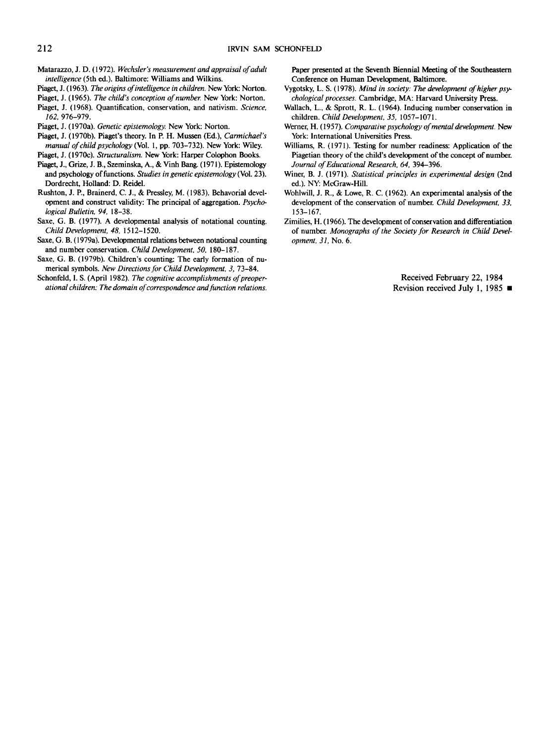Matarazzo, J. D. (1972). *Wechsler's measurement and appraisal of adult intelligence* (5th ed.). Baltimore: Williams and Wilkins.

Piaget, J. (1963). *The origins of intelligence in children.* New York: Norton.

Piaget, J. (1965). *The child's conception of number.* New York: Norton.

Piaget, J. (1968). Quantification, conservation, and nativism. *Science, 162,* 976–979.

Piaget, J. (1970a). *Genetic epistemology.* New York: Norton.

Piaget, J. (1970b). Piaget's theory. In P. H. Mussen (Ed.), *Carmichael's manual of child psychology* (Vol. 1, pp. 703–732). New York: Wiley.

Piaget, J. (1970c). *Structuralism.* New York: Harper Colophon Books.

Piaget, J., Grize, J. B., Szeminska, A., & Vinh Bang. (1971). Epistemology and psychology of functions. *Studies in genetic epistemology* (Vol. 23). Dordrecht, Holland: D. Reidel.

Rushton, J. P., Brainerd, C. J., & Pressley, M. (1983). Behavorial development and construct validity: The principal of aggregation. *Psychological Bulletin, 94,* 18–38.

Saxe, G. B. (1977). A developmental analysis of notational counting. *Child Development, 48,* 1512–1520.

Saxe, G. B. (1979a). Developmental relations between notational counting and number conservation. *Child Development, 50,* 180–187.

Saxe, G. B. (1979b). Children's counting: The early formation of numerical symbols. *New Directions for Child Development, 3,* 73–84.

Schonfeld, I. S. (April 1982). *The cognitive accomplishments of preoperational children: The domain of correspondence and function relations.* Paper presented at the Seventh Biennial Meeting of the Southeastern Conference on Human Development, Baltimore.

Vygotsky, L. S. (1978). *Mind in society: The development of higher psychological processes.* Cambridge, MA: Harvard University Press.

Wallach, L., & Sprott, R. L. (1964). Inducing number conservation in children. *Child Development, 35,* 1057–1071.

Werner, H. (1957). *Comparative psychology of mental development.* New York: International Universities Press.

Williams, R. (1971). Testing for number readiness: Application of the Piagetian theory of the child's development of the concept of number. *Journal of Educational Research, 64,* 394–396.

Winer, B. J. (1971). *Statistical principles in experimental design* (2nd ed.). NY: McGraw-Hill.

Wohlwill, J. R., & Lowe, R. C. (1962). An experimental analysis of the development of the conservation of number. *Child Development, 33,* 153–167.

Zimilies, H. (1966). The development of conservation and differentiation of number. *Monographs of the Society for Research in Child Development, 31,* No. 6.

Received February 22, 1984

Revision received July 1, 1985 ■